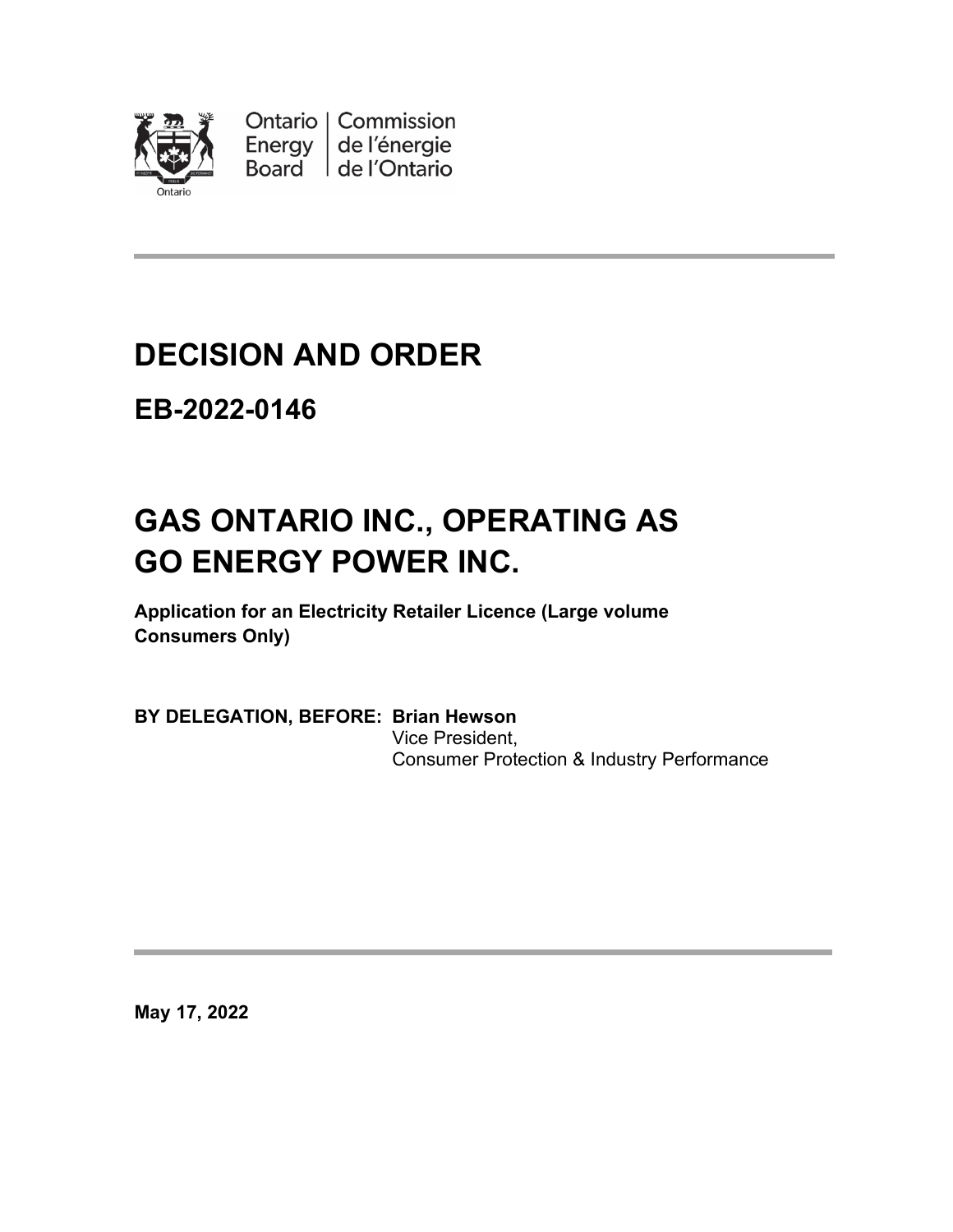Ontario Energy Board | Commission de l'énergie de l'Ontario

# DECISION AND ORDER

## EB-2022-0146

# GAS ONTARIO INC., OPERATING AS GO ENERGY POWER INC.

**Application for an Electricity Retailer Licence (Large volume Consumers Only)**

**BY DELEGATION, BEFORE: Brian Hewson**
Vice President,
Consumer Protection & Industry Performance

**May 17, 2022**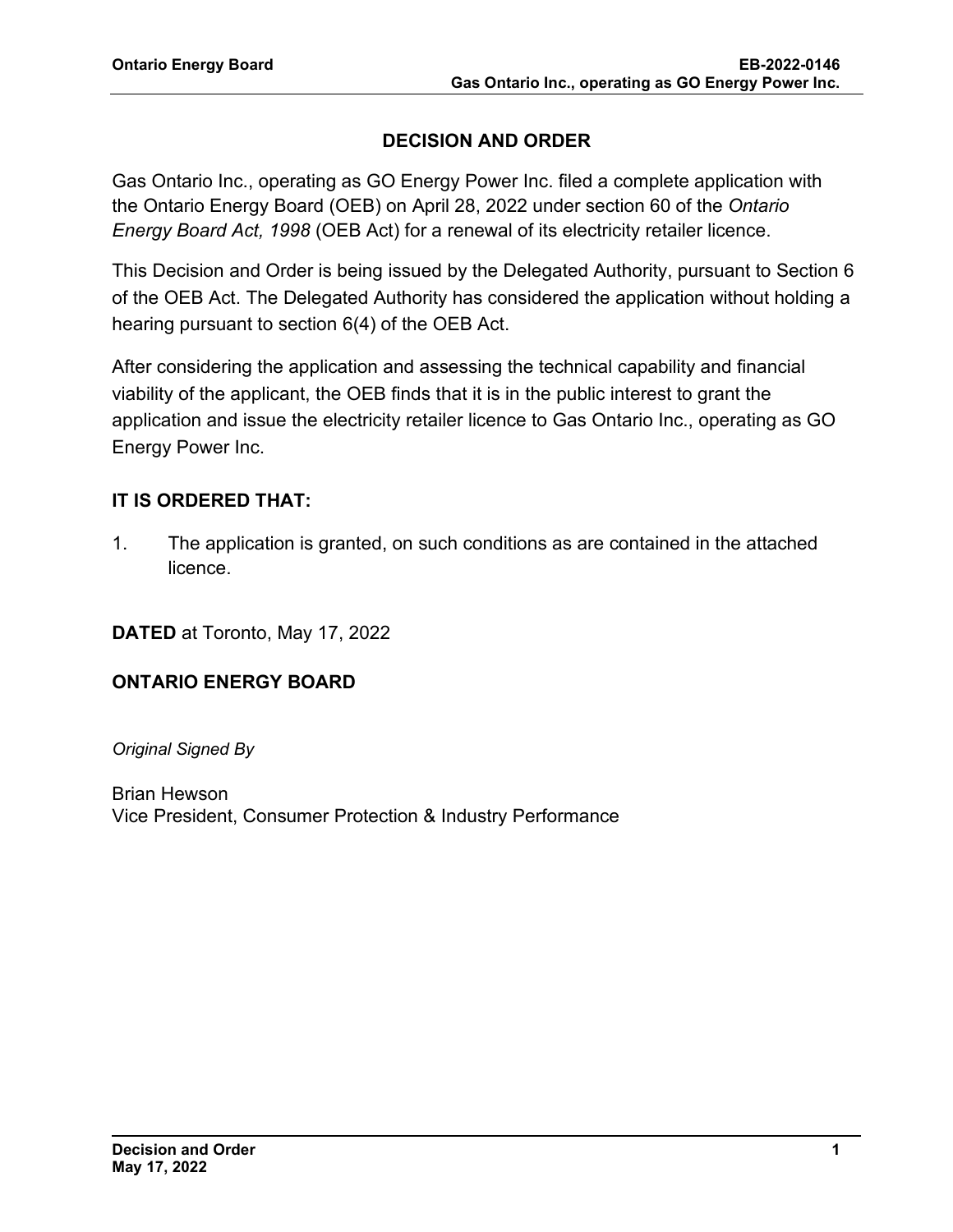# DECISION AND ORDER

Gas Ontario Inc., operating as GO Energy Power Inc. filed a complete application with the Ontario Energy Board (OEB) on April 28, 2022 under section 60 of the *Ontario Energy Board Act, 1998* (OEB Act) for a renewal of its electricity retailer licence.

This Decision and Order is being issued by the Delegated Authority, pursuant to Section 6 of the OEB Act. The Delegated Authority has considered the application without holding a hearing pursuant to section 6(4) of the OEB Act.

After considering the application and assessing the technical capability and financial viability of the applicant, the OEB finds that it is in the public interest to grant the application and issue the electricity retailer licence to Gas Ontario Inc., operating as GO Energy Power Inc.

**IT IS ORDERED THAT:**

1. The application is granted, on such conditions as are contained in the attached licence.

**DATED** at Toronto, May 17, 2022

**ONTARIO ENERGY BOARD**

*Original Signed By*

Brian Hewson
Vice President, Consumer Protection & Industry Performance